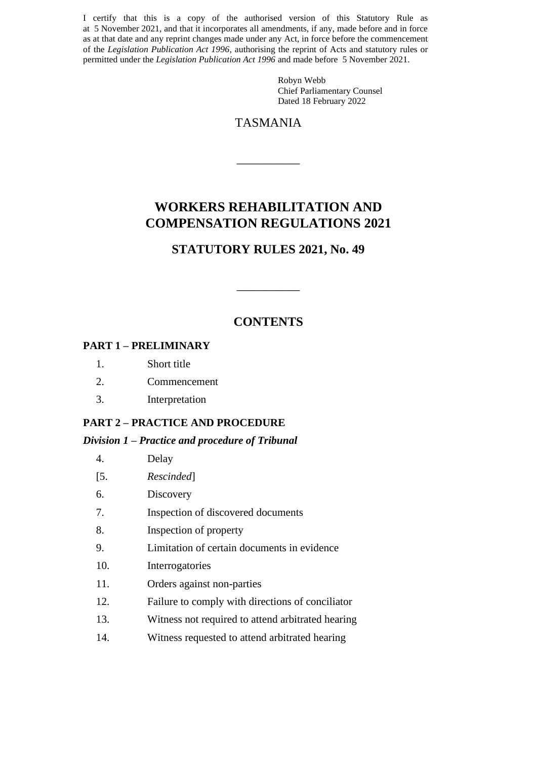I certify that this is a copy of the authorised version of this Statutory Rule as at 5 November 2021, and that it incorporates all amendments, if any, made before and in force as at that date and any reprint changes made under any Act, in force before the commencement of the *Legislation Publication Act 1996*, authorising the reprint of Acts and statutory rules or permitted under the *Legislation Publication Act 1996* and made before 5 November 2021.

Robyn Webb
Chief Parliamentary Counsel
Dated 18 February 2022

TASMANIA

---

# WORKERS REHABILITATION AND COMPENSATION REGULATIONS 2021

## STATUTORY RULES 2021, No. 49

---

## CONTENTS

**PART 1 – PRELIMINARY**

1. Short title
2. Commencement
3. Interpretation

**PART 2 – PRACTICE AND PROCEDURE**

***Division 1 – Practice and procedure of Tribunal***

4. Delay

[5. *Rescinded*]

6. Discovery
7. Inspection of discovered documents
8. Inspection of property
9. Limitation of certain documents in evidence
10. Interrogatories
11. Orders against non-parties
12. Failure to comply with directions of conciliator
13. Witness not required to attend arbitrated hearing
14. Witness requested to attend arbitrated hearing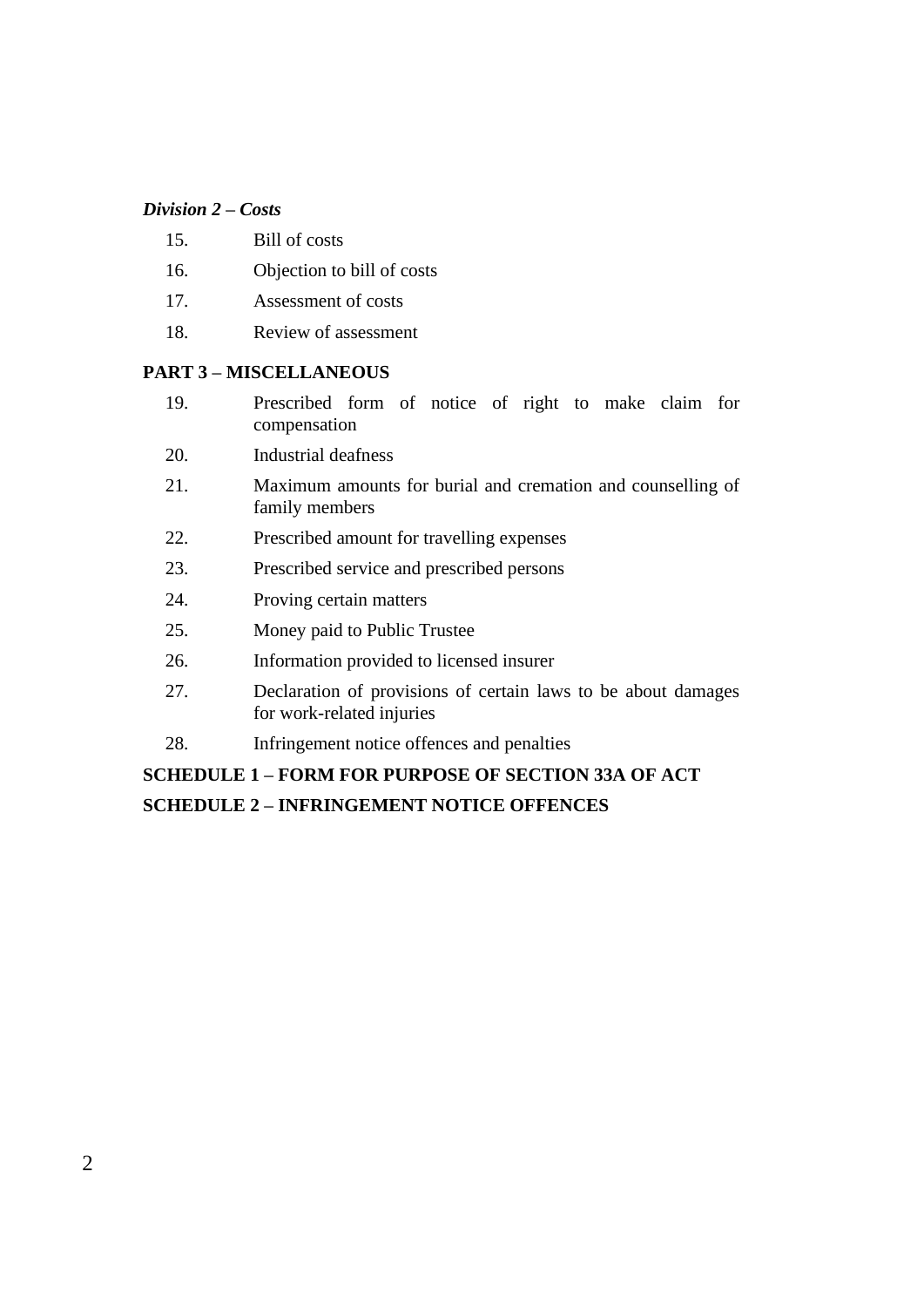*Division 2 – Costs*

15. Bill of costs

16. Objection to bill of costs

17. Assessment of costs

18. Review of assessment

**PART 3 – MISCELLANEOUS**

19. Prescribed form of notice of right to make claim for compensation

20. Industrial deafness

21. Maximum amounts for burial and cremation and counselling of family members

22. Prescribed amount for travelling expenses

23. Prescribed service and prescribed persons

24. Proving certain matters

25. Money paid to Public Trustee

26. Information provided to licensed insurer

27. Declaration of provisions of certain laws to be about damages for work-related injuries

28. Infringement notice offences and penalties

**SCHEDULE 1 – FORM FOR PURPOSE OF SECTION 33A OF ACT**

**SCHEDULE 2 – INFRINGEMENT NOTICE OFFENCES**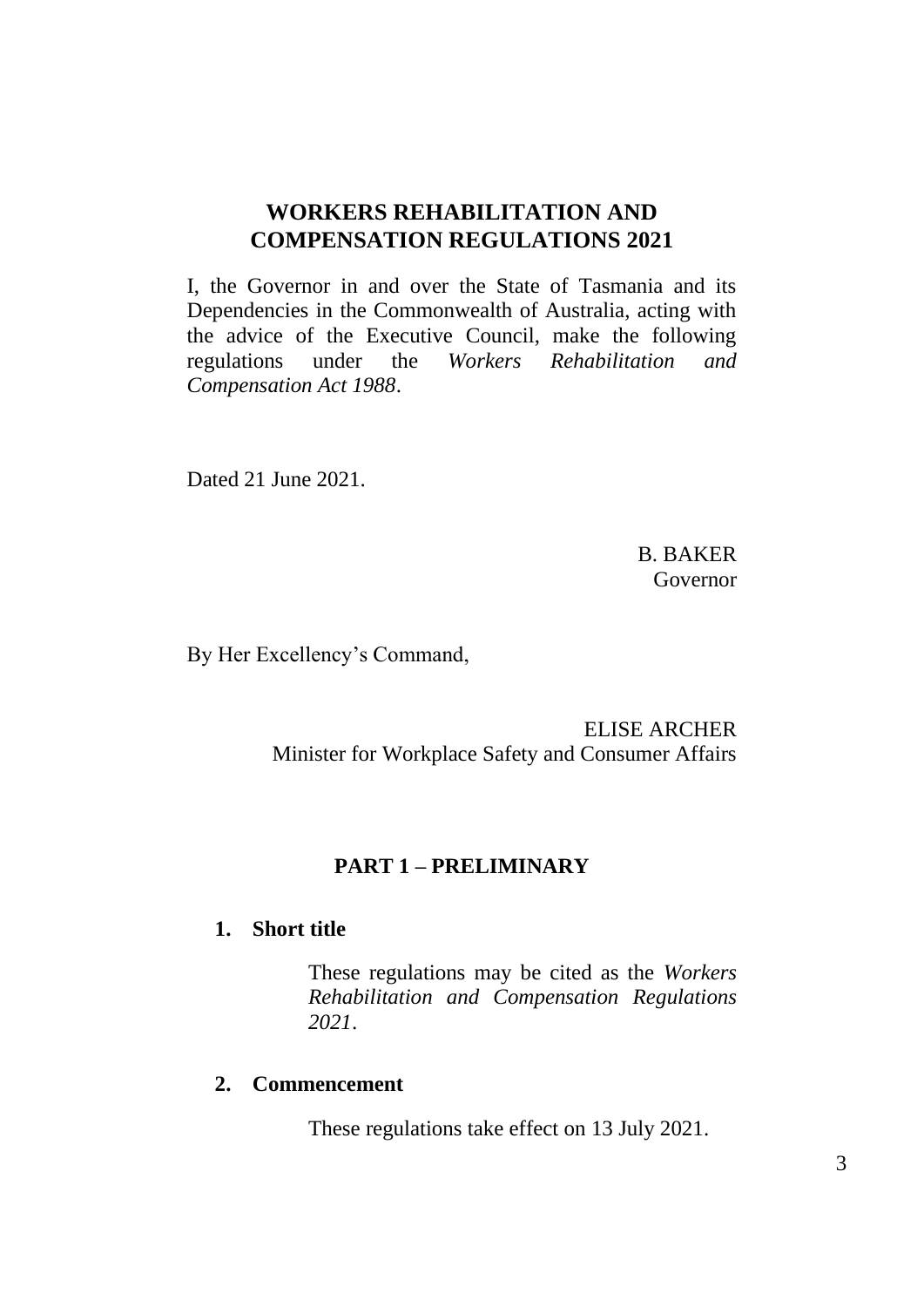# WORKERS REHABILITATION AND COMPENSATION REGULATIONS 2021

I, the Governor in and over the State of Tasmania and its Dependencies in the Commonwealth of Australia, acting with the advice of the Executive Council, make the following regulations under the *Workers Rehabilitation and Compensation Act 1988*.

Dated 21 June 2021.

B. BAKER
Governor

By Her Excellency's Command,

ELISE ARCHER
Minister for Workplace Safety and Consumer Affairs

## PART 1 – PRELIMINARY

### 1. Short title

These regulations may be cited as the *Workers Rehabilitation and Compensation Regulations 2021*.

### 2. Commencement

These regulations take effect on 13 July 2021.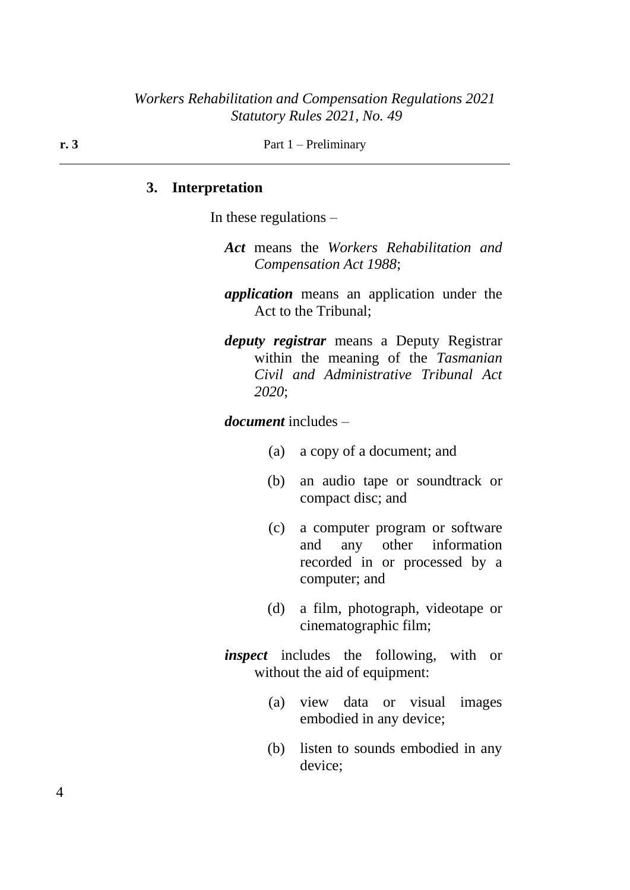### 3. Interpretation

In these regulations –

***Act*** means the *Workers Rehabilitation and Compensation Act 1988*;

***application*** means an application under the Act to the Tribunal;

***deputy registrar*** means a Deputy Registrar within the meaning of the *Tasmanian Civil and Administrative Tribunal Act 2020*;

***document*** includes –

(a) a copy of a document; and

(b) an audio tape or soundtrack or compact disc; and

(c) a computer program or software and any other information recorded in or processed by a computer; and

(d) a film, photograph, videotape or cinematographic film;

***inspect*** includes the following, with or without the aid of equipment:

(a) view data or visual images embodied in any device;

(b) listen to sounds embodied in any device;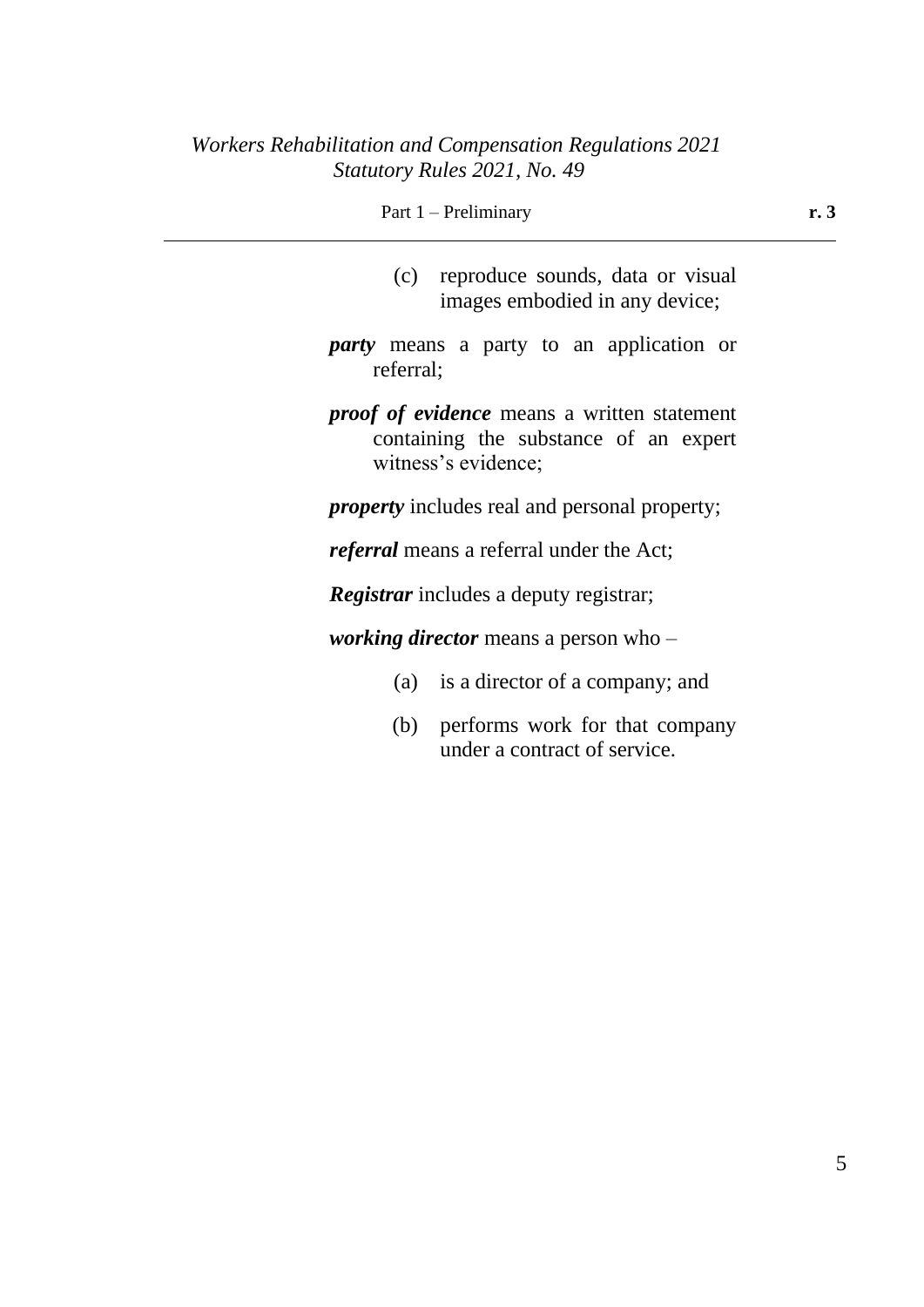(c) reproduce sounds, data or visual images embodied in any device;

***party*** means a party to an application or referral;

***proof of evidence*** means a written statement containing the substance of an expert witness's evidence;

***property*** includes real and personal property;

***referral*** means a referral under the Act;

***Registrar*** includes a deputy registrar;

***working director*** means a person who –

(a) is a director of a company; and

(b) performs work for that company under a contract of service.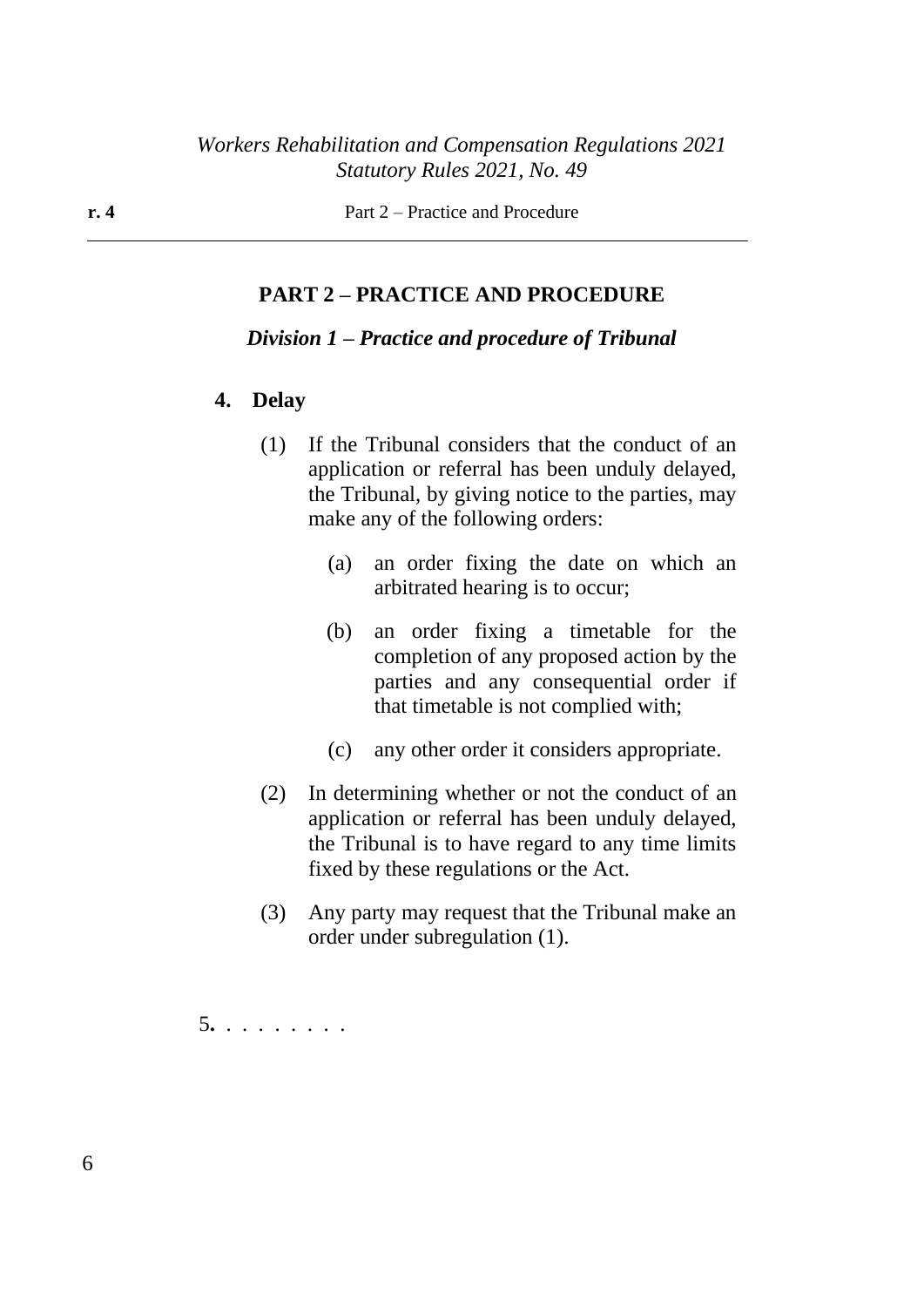## PART 2 – PRACTICE AND PROCEDURE

### *Division 1 – Practice and procedure of Tribunal*

**4. Delay**

(1) If the Tribunal considers that the conduct of an application or referral has been unduly delayed, the Tribunal, by giving notice to the parties, may make any of the following orders:

(a) an order fixing the date on which an arbitrated hearing is to occur;

(b) an order fixing a timetable for the completion of any proposed action by the parties and any consequential order if that timetable is not complied with;

(c) any other order it considers appropriate.

(2) In determining whether or not the conduct of an application or referral has been unduly delayed, the Tribunal is to have regard to any time limits fixed by these regulations or the Act.

(3) Any party may request that the Tribunal make an order under subregulation (1).

5**.** . . . . . . . .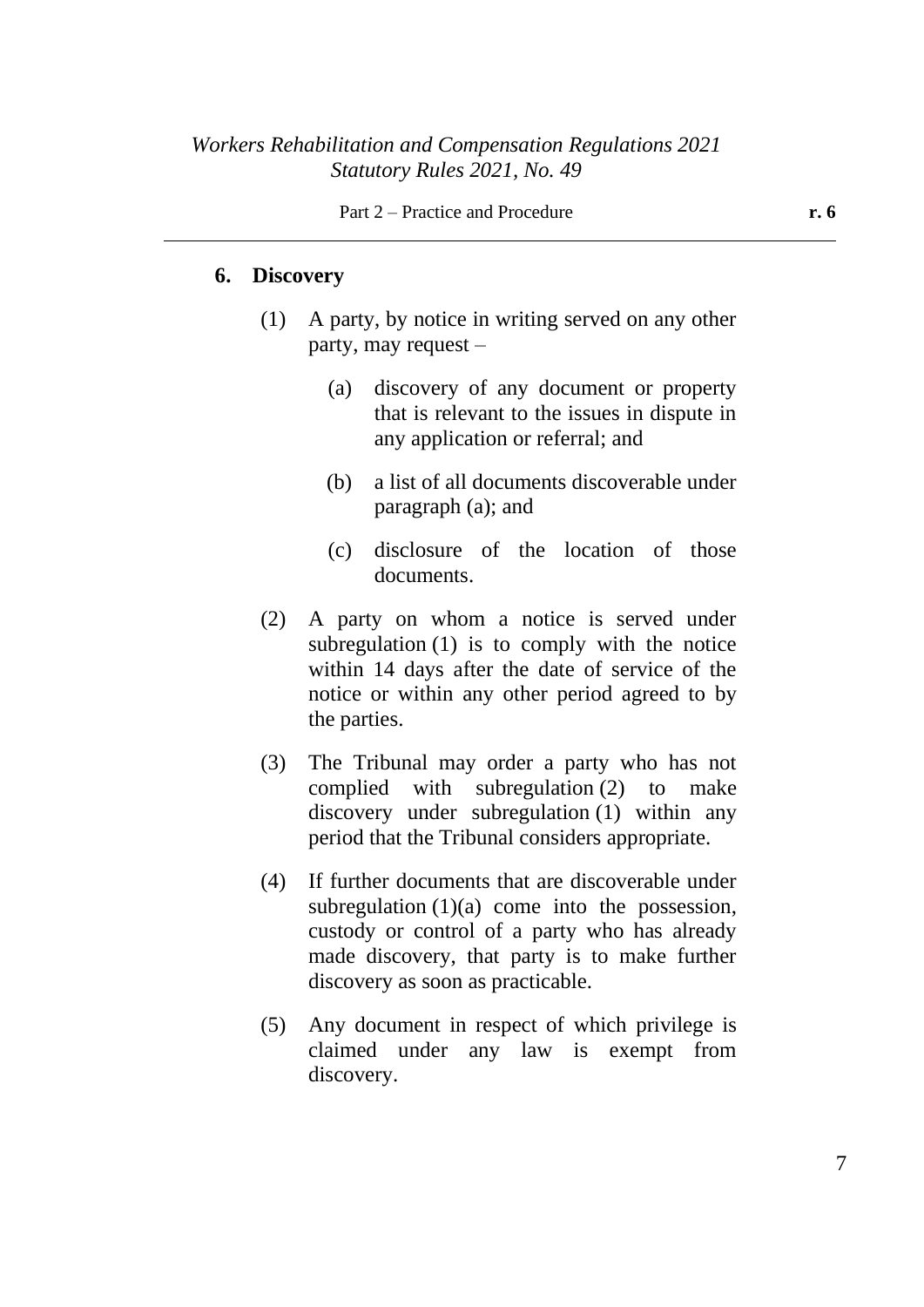## 6. Discovery

(1) A party, by notice in writing served on any other party, may request –

(a) discovery of any document or property that is relevant to the issues in dispute in any application or referral; and

(b) a list of all documents discoverable under paragraph (a); and

(c) disclosure of the location of those documents.

(2) A party on whom a notice is served under subregulation (1) is to comply with the notice within 14 days after the date of service of the notice or within any other period agreed to by the parties.

(3) The Tribunal may order a party who has not complied with subregulation (2) to make discovery under subregulation (1) within any period that the Tribunal considers appropriate.

(4) If further documents that are discoverable under subregulation (1)(a) come into the possession, custody or control of a party who has already made discovery, that party is to make further discovery as soon as practicable.

(5) Any document in respect of which privilege is claimed under any law is exempt from discovery.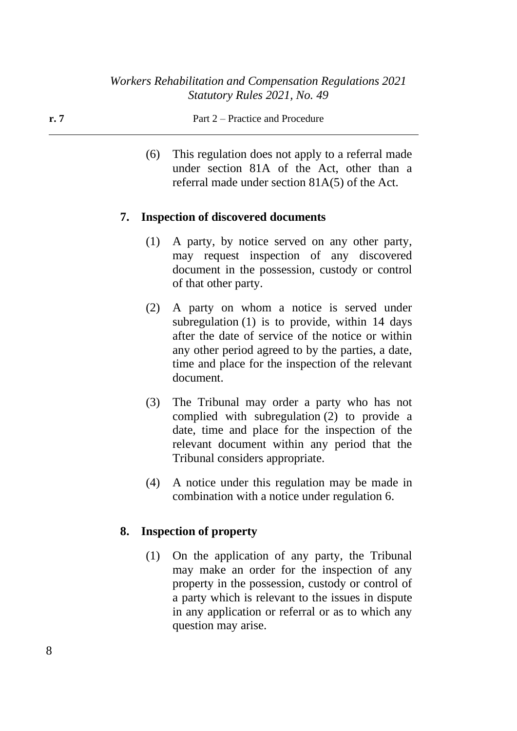(6) This regulation does not apply to a referral made under section 81A of the Act, other than a referral made under section 81A(5) of the Act.

## 7. Inspection of discovered documents

(1) A party, by notice served on any other party, may request inspection of any discovered document in the possession, custody or control of that other party.

(2) A party on whom a notice is served under subregulation (1) is to provide, within 14 days after the date of service of the notice or within any other period agreed to by the parties, a date, time and place for the inspection of the relevant document.

(3) The Tribunal may order a party who has not complied with subregulation (2) to provide a date, time and place for the inspection of the relevant document within any period that the Tribunal considers appropriate.

(4) A notice under this regulation may be made in combination with a notice under regulation 6.

## 8. Inspection of property

(1) On the application of any party, the Tribunal may make an order for the inspection of any property in the possession, custody or control of a party which is relevant to the issues in dispute in any application or referral or as to which any question may arise.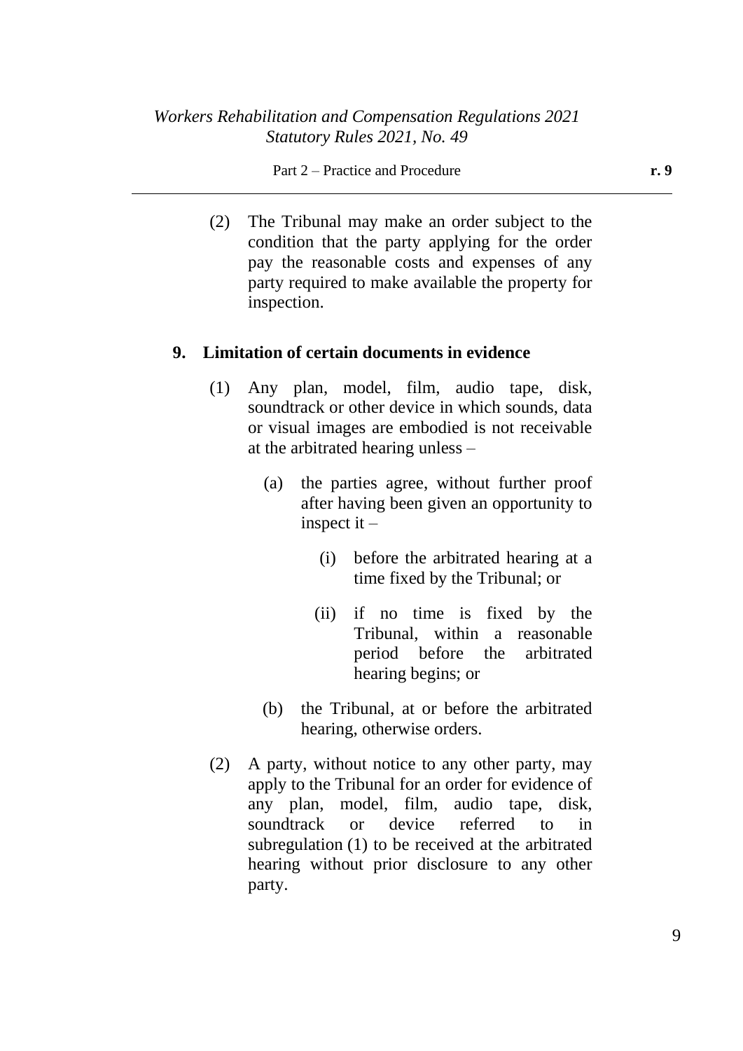(2) The Tribunal may make an order subject to the condition that the party applying for the order pay the reasonable costs and expenses of any party required to make available the property for inspection.

## 9. Limitation of certain documents in evidence

(1) Any plan, model, film, audio tape, disk, soundtrack or other device in which sounds, data or visual images are embodied is not receivable at the arbitrated hearing unless –

(a) the parties agree, without further proof after having been given an opportunity to inspect it –

(i) before the arbitrated hearing at a time fixed by the Tribunal; or

(ii) if no time is fixed by the Tribunal, within a reasonable period before the arbitrated hearing begins; or

(b) the Tribunal, at or before the arbitrated hearing, otherwise orders.

(2) A party, without notice to any other party, may apply to the Tribunal for an order for evidence of any plan, model, film, audio tape, disk, soundtrack or device referred to in subregulation (1) to be received at the arbitrated hearing without prior disclosure to any other party.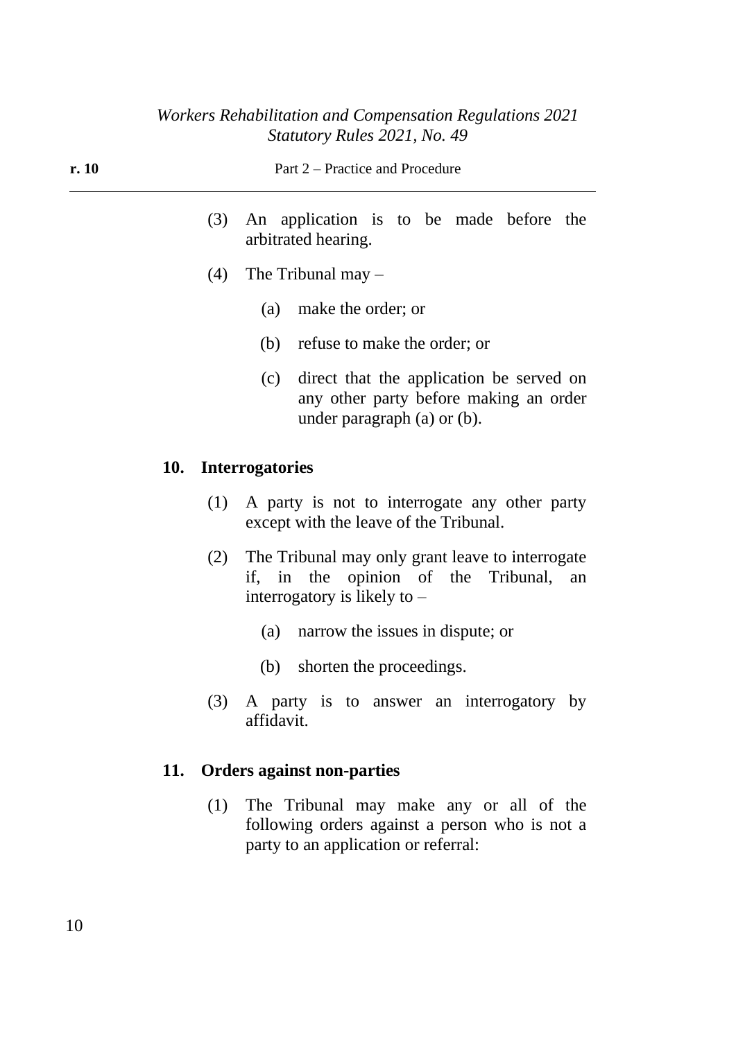(3) An application is to be made before the arbitrated hearing.

(4) The Tribunal may –

   (a) make the order; or

   (b) refuse to make the order; or

   (c) direct that the application be served on any other party before making an order under paragraph (a) or (b).

**10. Interrogatories**

(1) A party is not to interrogate any other party except with the leave of the Tribunal.

(2) The Tribunal may only grant leave to interrogate if, in the opinion of the Tribunal, an interrogatory is likely to –

   (a) narrow the issues in dispute; or

   (b) shorten the proceedings.

(3) A party is to answer an interrogatory by affidavit.

**11. Orders against non-parties**

(1) The Tribunal may make any or all of the following orders against a person who is not a party to an application or referral: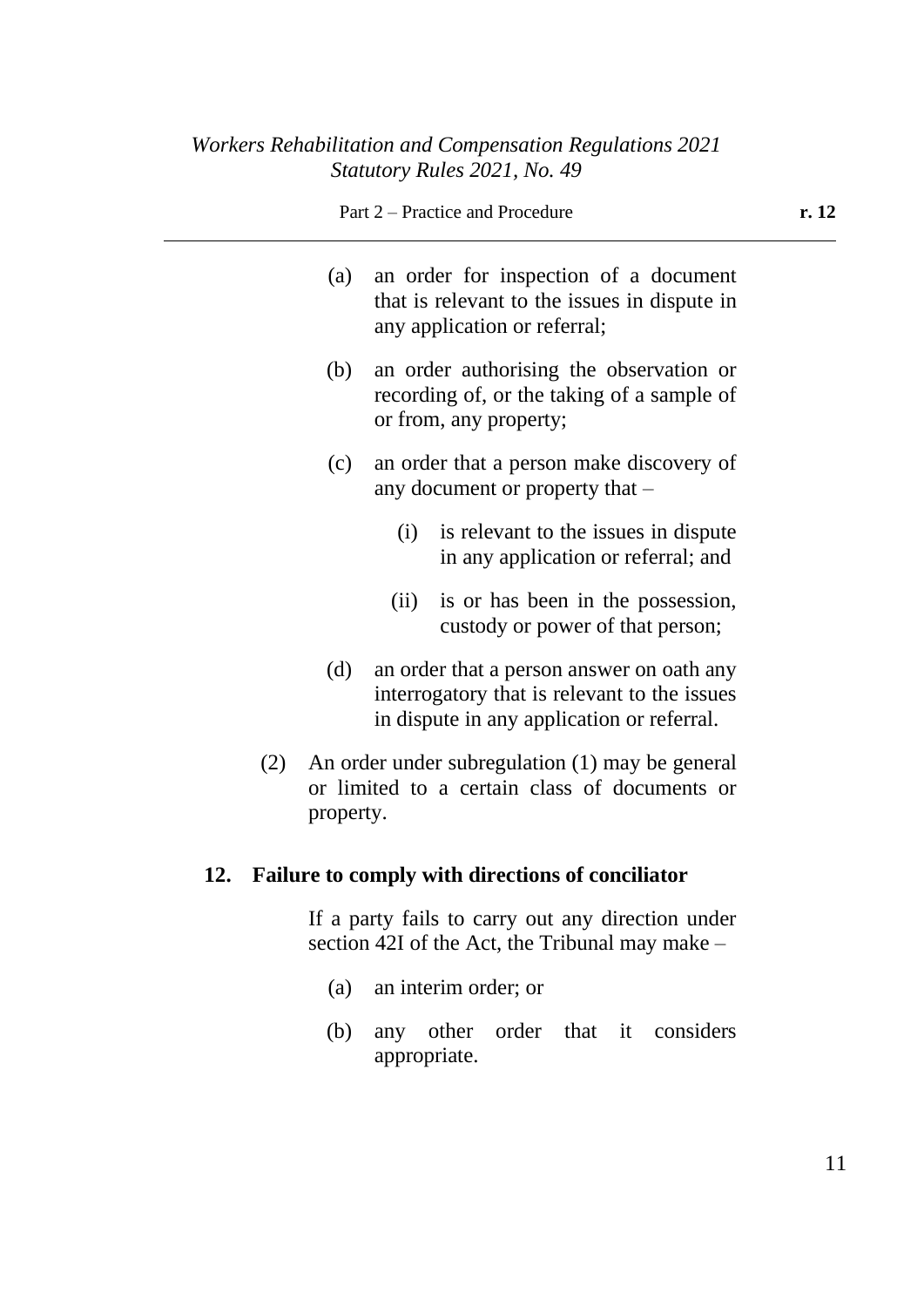(a) an order for inspection of a document that is relevant to the issues in dispute in any application or referral;

(b) an order authorising the observation or recording of, or the taking of a sample of or from, any property;

(c) an order that a person make discovery of any document or property that –

  (i) is relevant to the issues in dispute in any application or referral; and

  (ii) is or has been in the possession, custody or power of that person;

(d) an order that a person answer on oath any interrogatory that is relevant to the issues in dispute in any application or referral.

(2) An order under subregulation (1) may be general or limited to a certain class of documents or property.

### 12. Failure to comply with directions of conciliator

If a party fails to carry out any direction under section 42I of the Act, the Tribunal may make –

(a) an interim order; or

(b) any other order that it considers appropriate.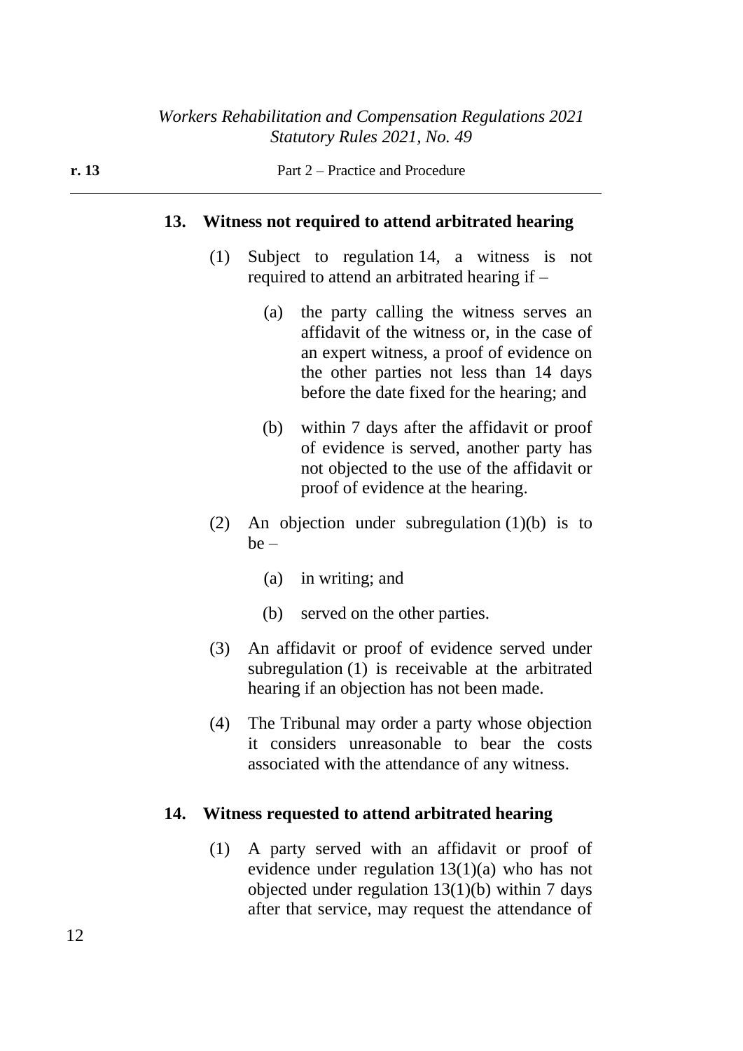### 13. Witness not required to attend arbitrated hearing

(1) Subject to regulation 14, a witness is not required to attend an arbitrated hearing if –

(a) the party calling the witness serves an affidavit of the witness or, in the case of an expert witness, a proof of evidence on the other parties not less than 14 days before the date fixed for the hearing; and

(b) within 7 days after the affidavit or proof of evidence is served, another party has not objected to the use of the affidavit or proof of evidence at the hearing.

(2) An objection under subregulation (1)(b) is to be –

(a) in writing; and

(b) served on the other parties.

(3) An affidavit or proof of evidence served under subregulation (1) is receivable at the arbitrated hearing if an objection has not been made.

(4) The Tribunal may order a party whose objection it considers unreasonable to bear the costs associated with the attendance of any witness.

### 14. Witness requested to attend arbitrated hearing

(1) A party served with an affidavit or proof of evidence under regulation 13(1)(a) who has not objected under regulation 13(1)(b) within 7 days after that service, may request the attendance of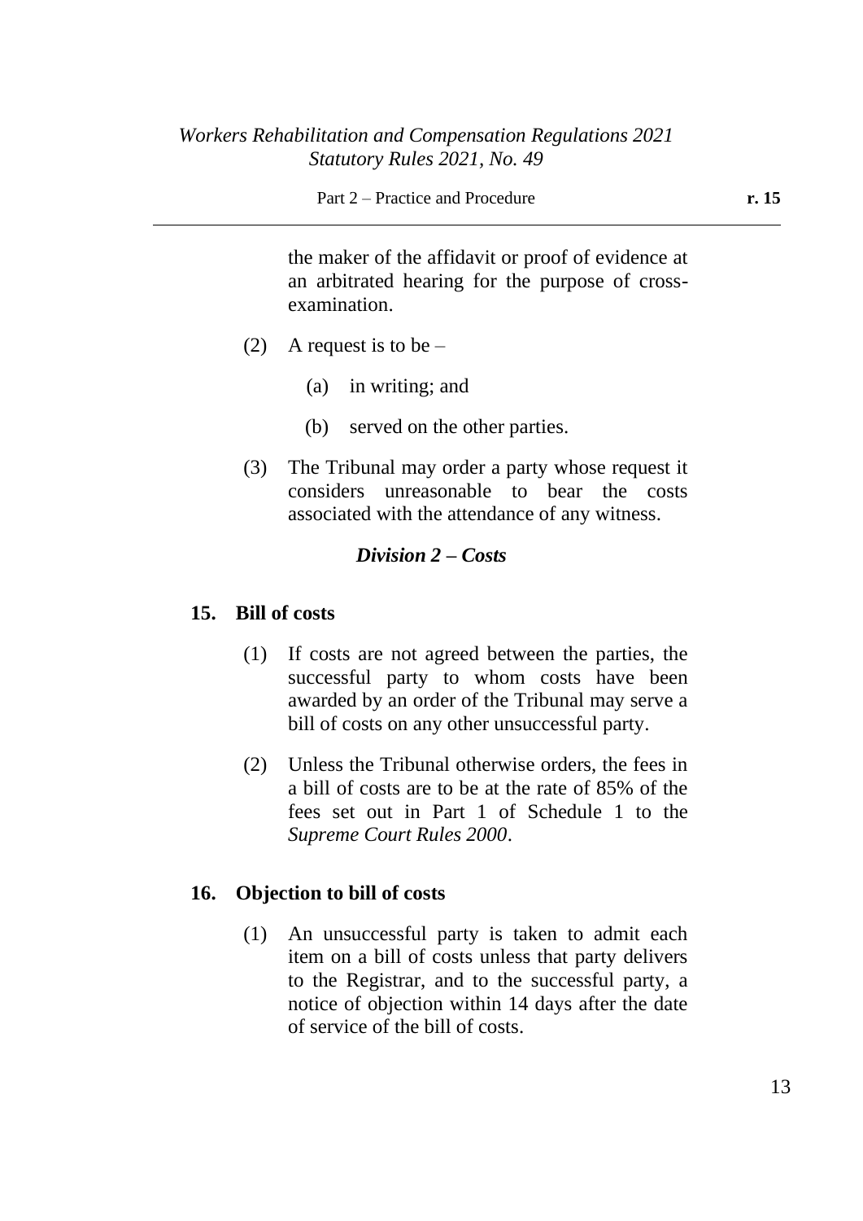the maker of the affidavit or proof of evidence at an arbitrated hearing for the purpose of cross-examination.

(2) A request is to be –

(a) in writing; and

(b) served on the other parties.

(3) The Tribunal may order a party whose request it considers unreasonable to bear the costs associated with the attendance of any witness.

### *Division 2 – Costs*

#### 15. Bill of costs

(1) If costs are not agreed between the parties, the successful party to whom costs have been awarded by an order of the Tribunal may serve a bill of costs on any other unsuccessful party.

(2) Unless the Tribunal otherwise orders, the fees in a bill of costs are to be at the rate of 85% of the fees set out in Part 1 of Schedule 1 to the *Supreme Court Rules 2000*.

#### 16. Objection to bill of costs

(1) An unsuccessful party is taken to admit each item on a bill of costs unless that party delivers to the Registrar, and to the successful party, a notice of objection within 14 days after the date of service of the bill of costs.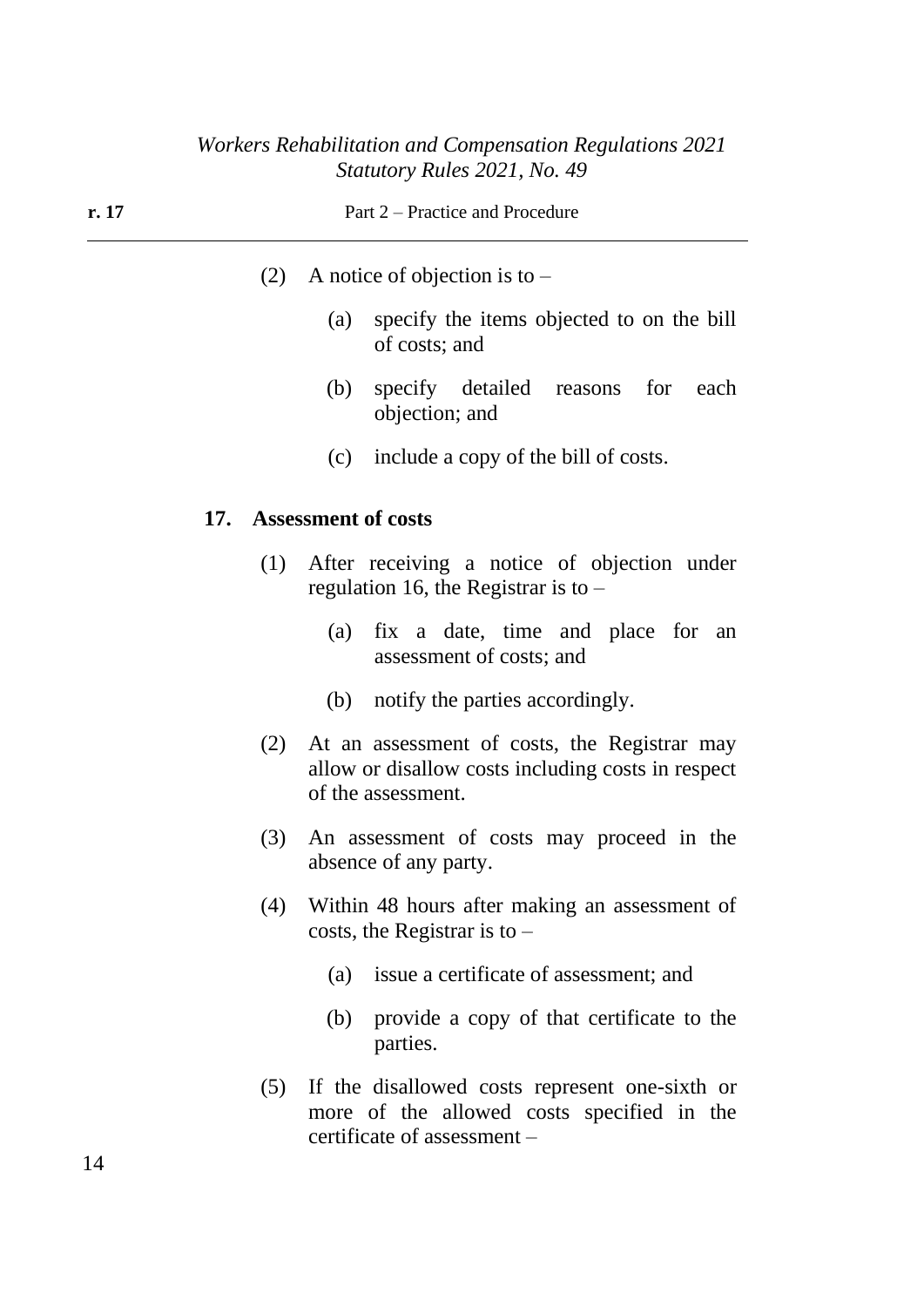(2) A notice of objection is to –

(a) specify the items objected to on the bill of costs; and

(b) specify detailed reasons for each objection; and

(c) include a copy of the bill of costs.

### 17. Assessment of costs

(1) After receiving a notice of objection under regulation 16, the Registrar is to –

(a) fix a date, time and place for an assessment of costs; and

(b) notify the parties accordingly.

(2) At an assessment of costs, the Registrar may allow or disallow costs including costs in respect of the assessment.

(3) An assessment of costs may proceed in the absence of any party.

(4) Within 48 hours after making an assessment of costs, the Registrar is to –

(a) issue a certificate of assessment; and

(b) provide a copy of that certificate to the parties.

(5) If the disallowed costs represent one-sixth or more of the allowed costs specified in the certificate of assessment –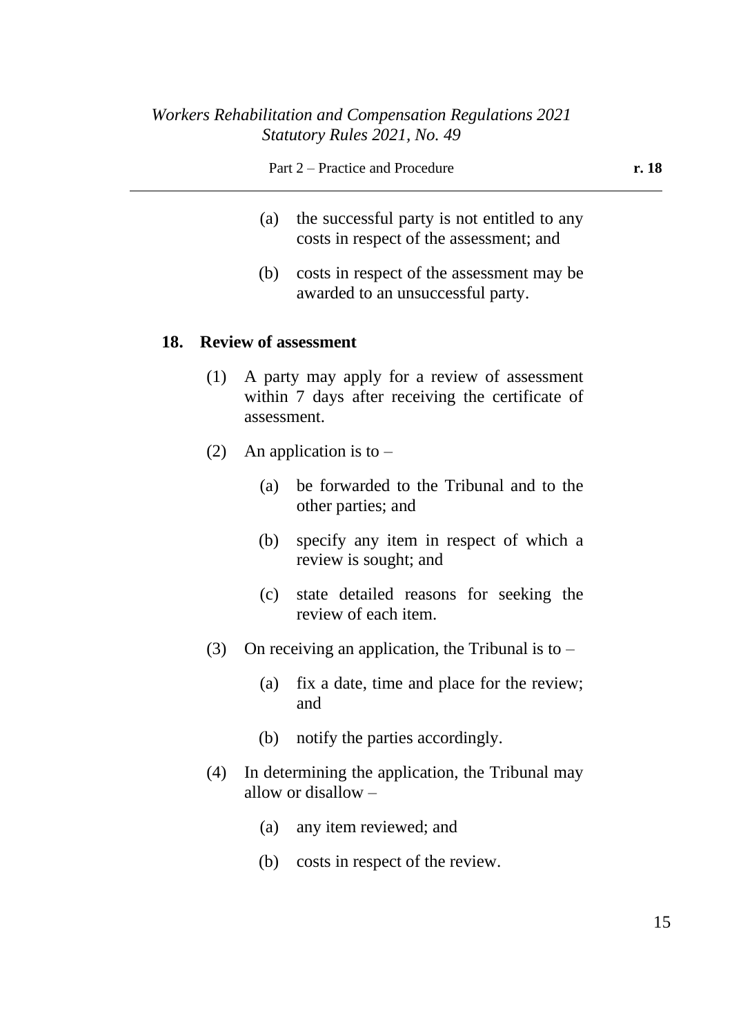(a) the successful party is not entitled to any costs in respect of the assessment; and

(b) costs in respect of the assessment may be awarded to an unsuccessful party.

**18. Review of assessment**

(1) A party may apply for a review of assessment within 7 days after receiving the certificate of assessment.

(2) An application is to –

(a) be forwarded to the Tribunal and to the other parties; and

(b) specify any item in respect of which a review is sought; and

(c) state detailed reasons for seeking the review of each item.

(3) On receiving an application, the Tribunal is to –

(a) fix a date, time and place for the review; and

(b) notify the parties accordingly.

(4) In determining the application, the Tribunal may allow or disallow –

(a) any item reviewed; and

(b) costs in respect of the review.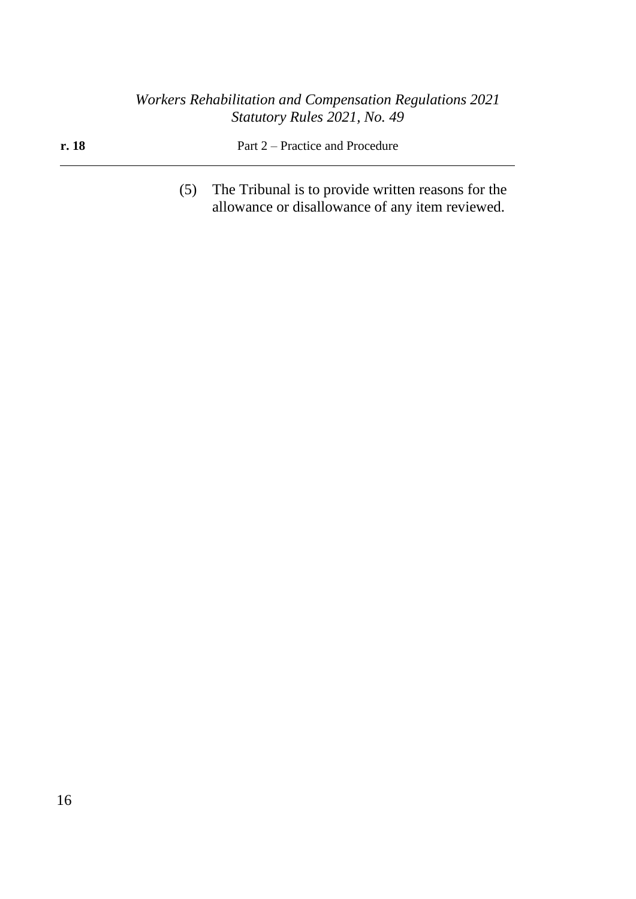(5) The Tribunal is to provide written reasons for the allowance or disallowance of any item reviewed.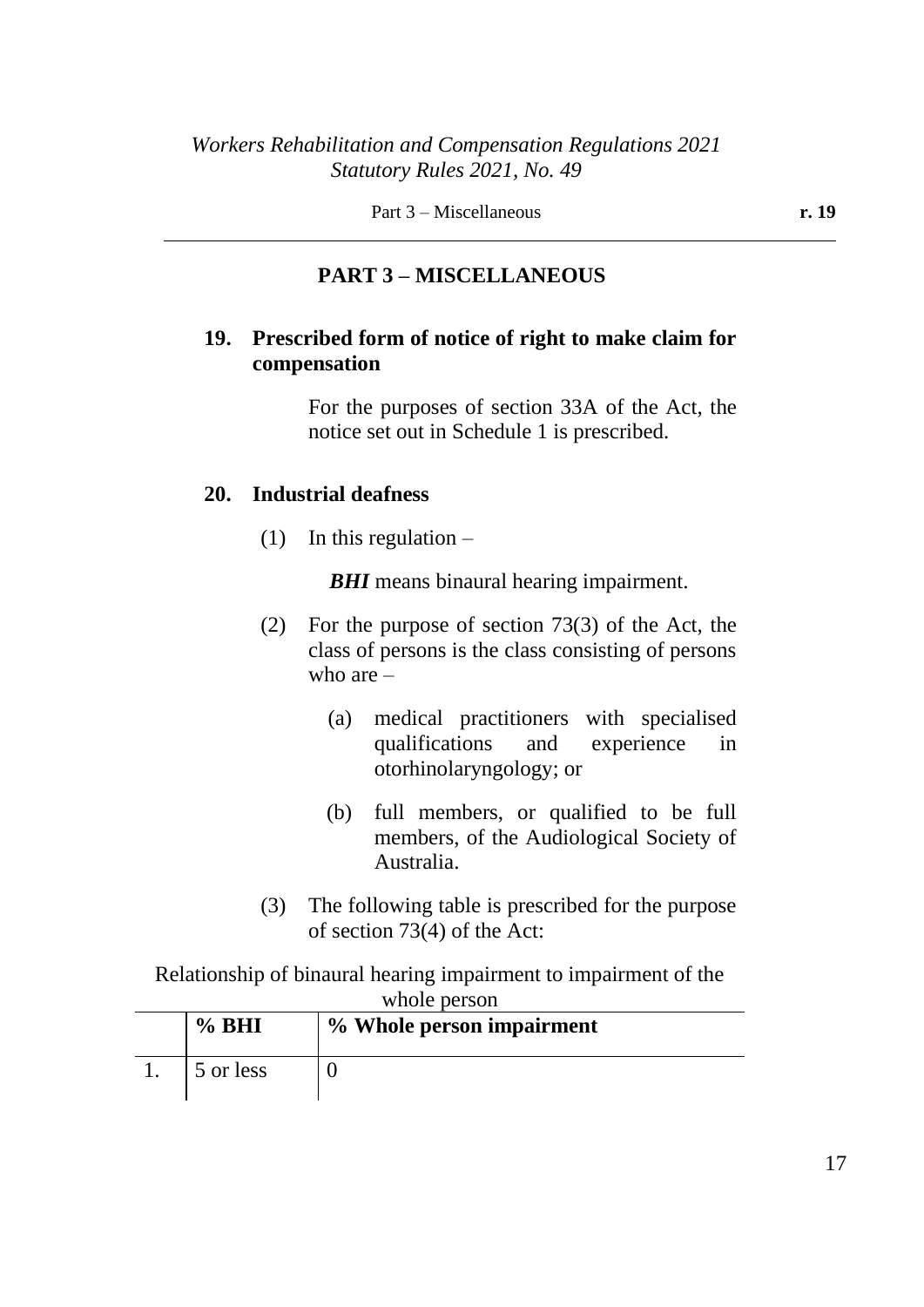## PART 3 – MISCELLANEOUS

### 19. Prescribed form of notice of right to make claim for compensation

For the purposes of section 33A of the Act, the notice set out in Schedule 1 is prescribed.

### 20. Industrial deafness

(1) In this regulation –

***BHI*** means binaural hearing impairment.

(2) For the purpose of section 73(3) of the Act, the class of persons is the class consisting of persons who are –

(a) medical practitioners with specialised qualifications and experience in otorhinolaryngology; or

(b) full members, or qualified to be full members, of the Audiological Society of Australia.

(3) The following table is prescribed for the purpose of section 73(4) of the Act:

Relationship of binaural hearing impairment to impairment of the whole person

| | **% BHI** | **% Whole person impairment** |
|---|---|---|
| 1. | 5 or less | 0 |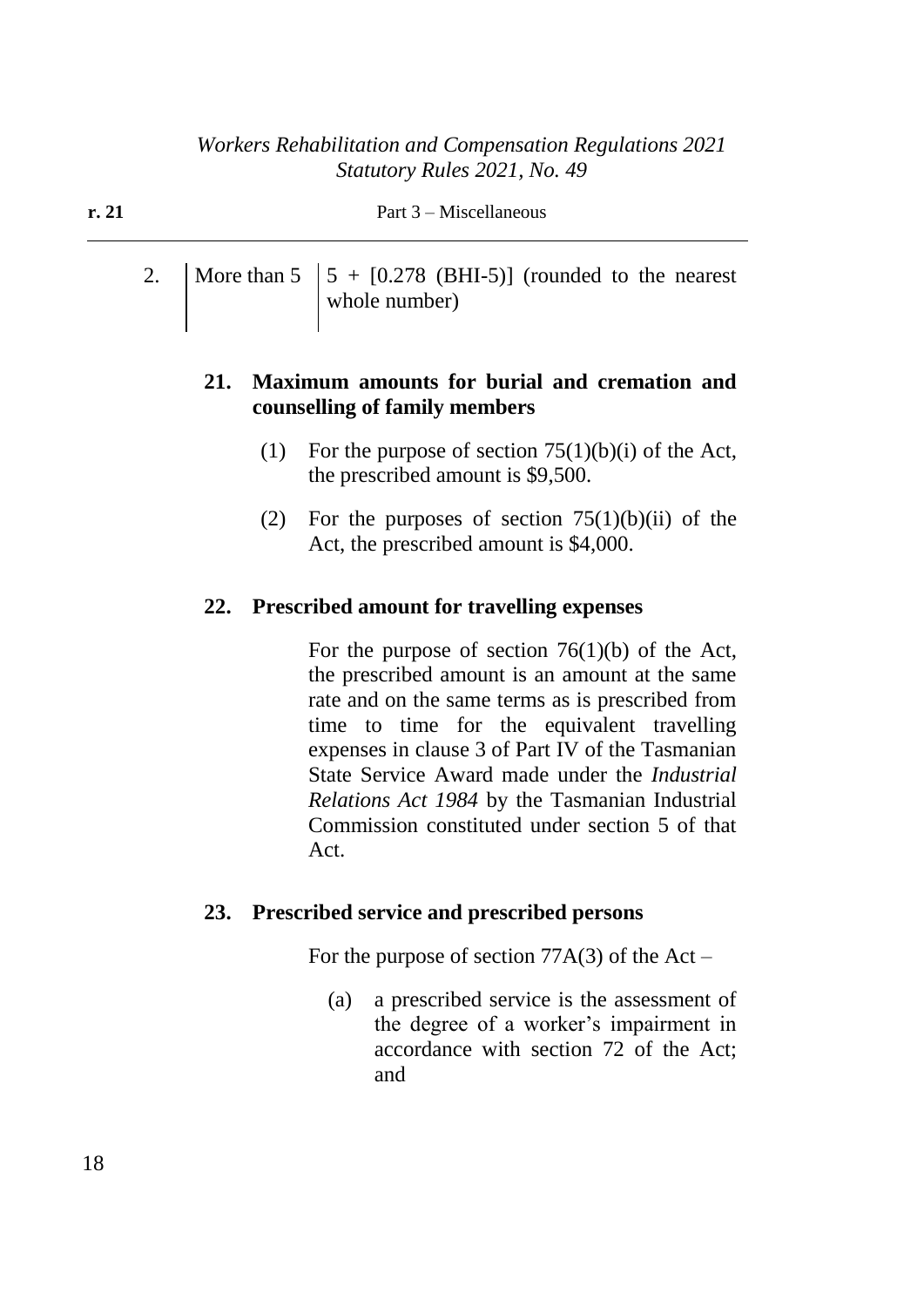| | | |
|---|---|---|
| 2. | More than 5 | 5 + [0.278 (BHI-5)] (rounded to the nearest whole number) |

**21. Maximum amounts for burial and cremation and counselling of family members**

(1) For the purpose of section 75(1)(b)(i) of the Act, the prescribed amount is \$9,500.

(2) For the purposes of section 75(1)(b)(ii) of the Act, the prescribed amount is \$4,000.

**22. Prescribed amount for travelling expenses**

For the purpose of section 76(1)(b) of the Act, the prescribed amount is an amount at the same rate and on the same terms as is prescribed from time to time for the equivalent travelling expenses in clause 3 of Part IV of the Tasmanian State Service Award made under the *Industrial Relations Act 1984* by the Tasmanian Industrial Commission constituted under section 5 of that Act.

**23. Prescribed service and prescribed persons**

For the purpose of section 77A(3) of the Act –

(a) a prescribed service is the assessment of the degree of a worker's impairment in accordance with section 72 of the Act; and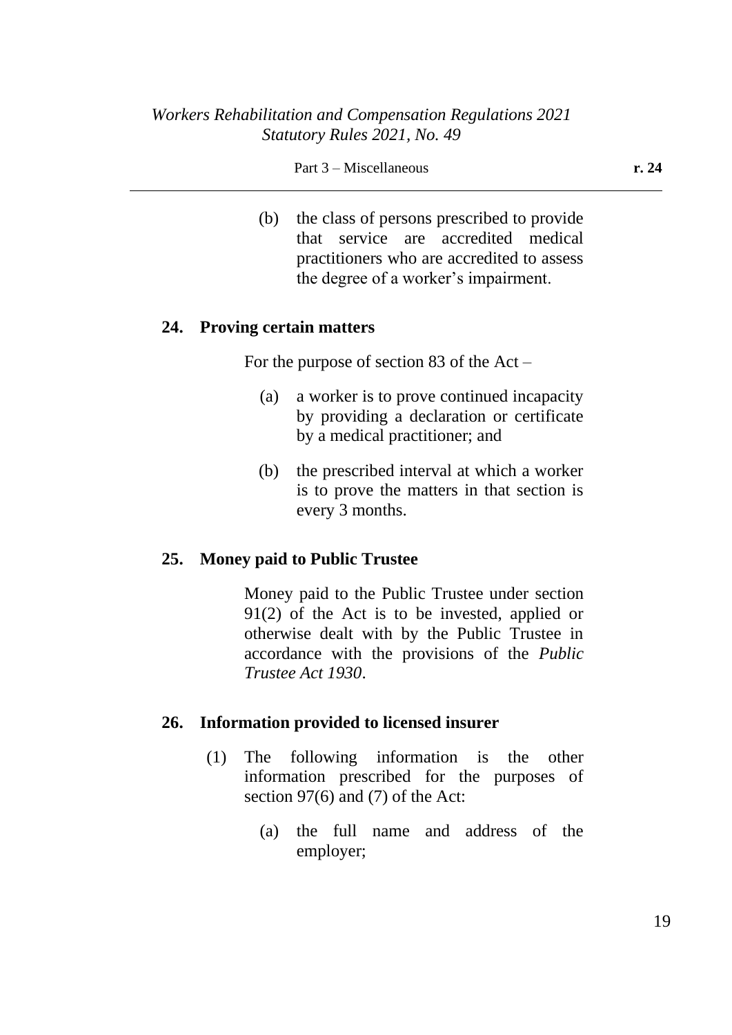(b) the class of persons prescribed to provide that service are accredited medical practitioners who are accredited to assess the degree of a worker's impairment.

### 24. Proving certain matters

For the purpose of section 83 of the Act –

(a) a worker is to prove continued incapacity by providing a declaration or certificate by a medical practitioner; and

(b) the prescribed interval at which a worker is to prove the matters in that section is every 3 months.

### 25. Money paid to Public Trustee

Money paid to the Public Trustee under section 91(2) of the Act is to be invested, applied or otherwise dealt with by the Public Trustee in accordance with the provisions of the *Public Trustee Act 1930*.

### 26. Information provided to licensed insurer

(1) The following information is the other information prescribed for the purposes of section 97(6) and (7) of the Act:

(a) the full name and address of the employer;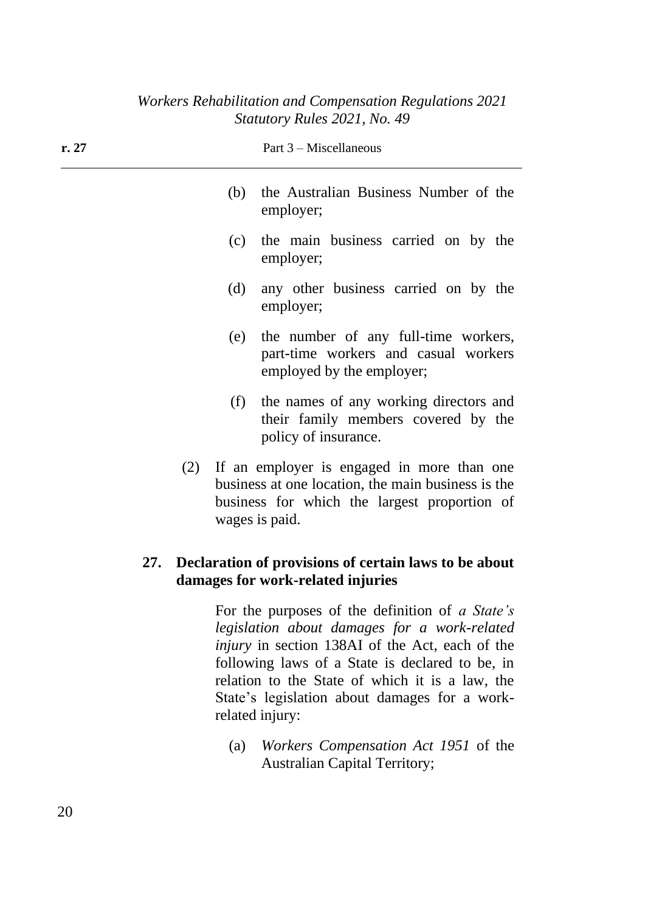(b) the Australian Business Number of the employer;

(c) the main business carried on by the employer;

(d) any other business carried on by the employer;

(e) the number of any full-time workers, part-time workers and casual workers employed by the employer;

(f) the names of any working directors and their family members covered by the policy of insurance.

(2) If an employer is engaged in more than one business at one location, the main business is the business for which the largest proportion of wages is paid.

## 27. Declaration of provisions of certain laws to be about damages for work-related injuries

For the purposes of the definition of *a State's legislation about damages for a work-related injury* in section 138AI of the Act, each of the following laws of a State is declared to be, in relation to the State of which it is a law, the State's legislation about damages for a work-related injury:

(a) *Workers Compensation Act 1951* of the Australian Capital Territory;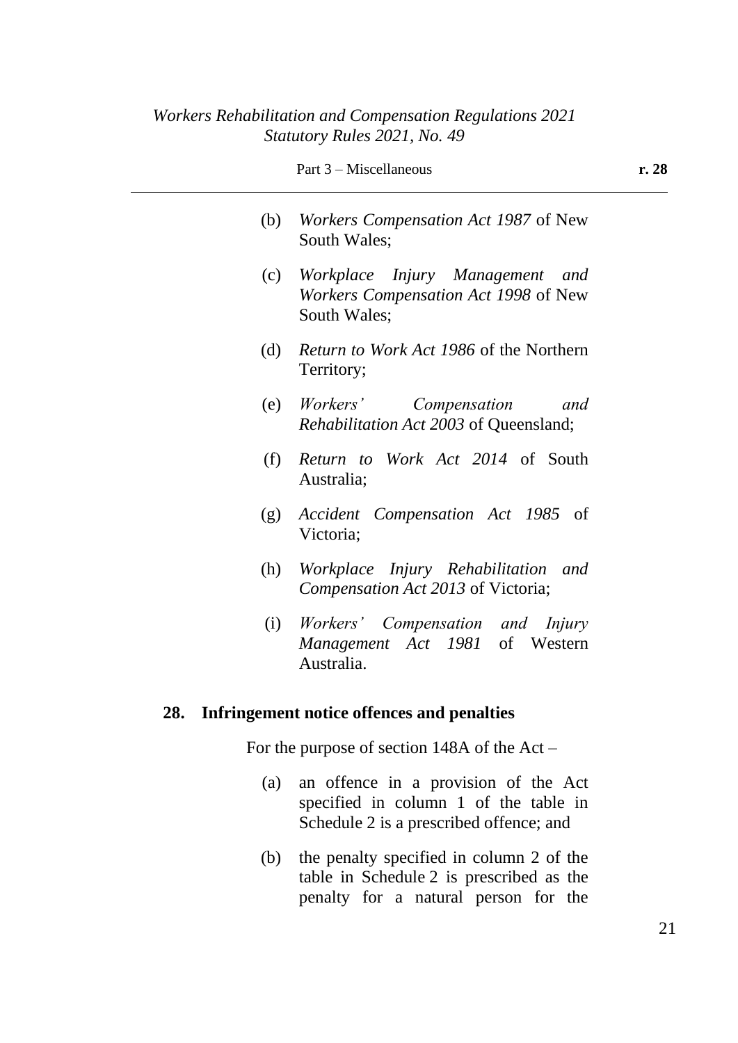(b) *Workers Compensation Act 1987* of New South Wales;

(c) *Workplace Injury Management and Workers Compensation Act 1998* of New South Wales;

(d) *Return to Work Act 1986* of the Northern Territory;

(e) *Workers' Compensation and Rehabilitation Act 2003* of Queensland;

(f) *Return to Work Act 2014* of South Australia;

(g) *Accident Compensation Act 1985* of Victoria;

(h) *Workplace Injury Rehabilitation and Compensation Act 2013* of Victoria;

(i) *Workers' Compensation and Injury Management Act 1981* of Western Australia.

## 28. Infringement notice offences and penalties

For the purpose of section 148A of the Act –

(a) an offence in a provision of the Act specified in column 1 of the table in Schedule 2 is a prescribed offence; and

(b) the penalty specified in column 2 of the table in Schedule 2 is prescribed as the penalty for a natural person for the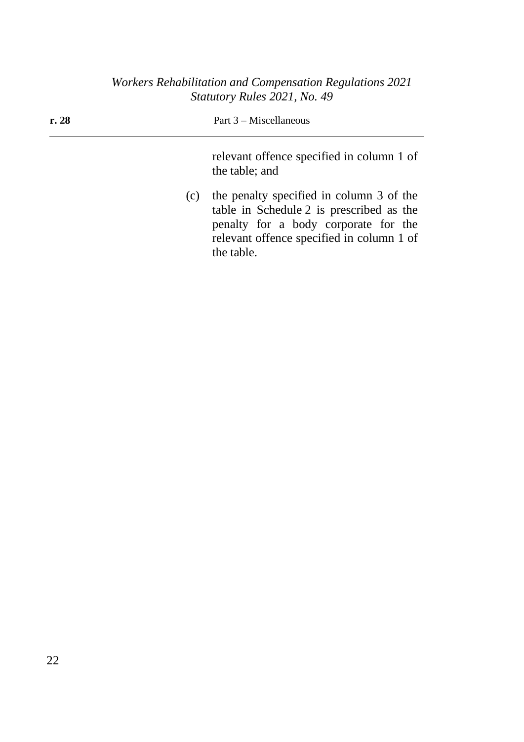relevant offence specified in column 1 of the table; and

(c) the penalty specified in column 3 of the table in Schedule 2 is prescribed as the penalty for a body corporate for the relevant offence specified in column 1 of the table.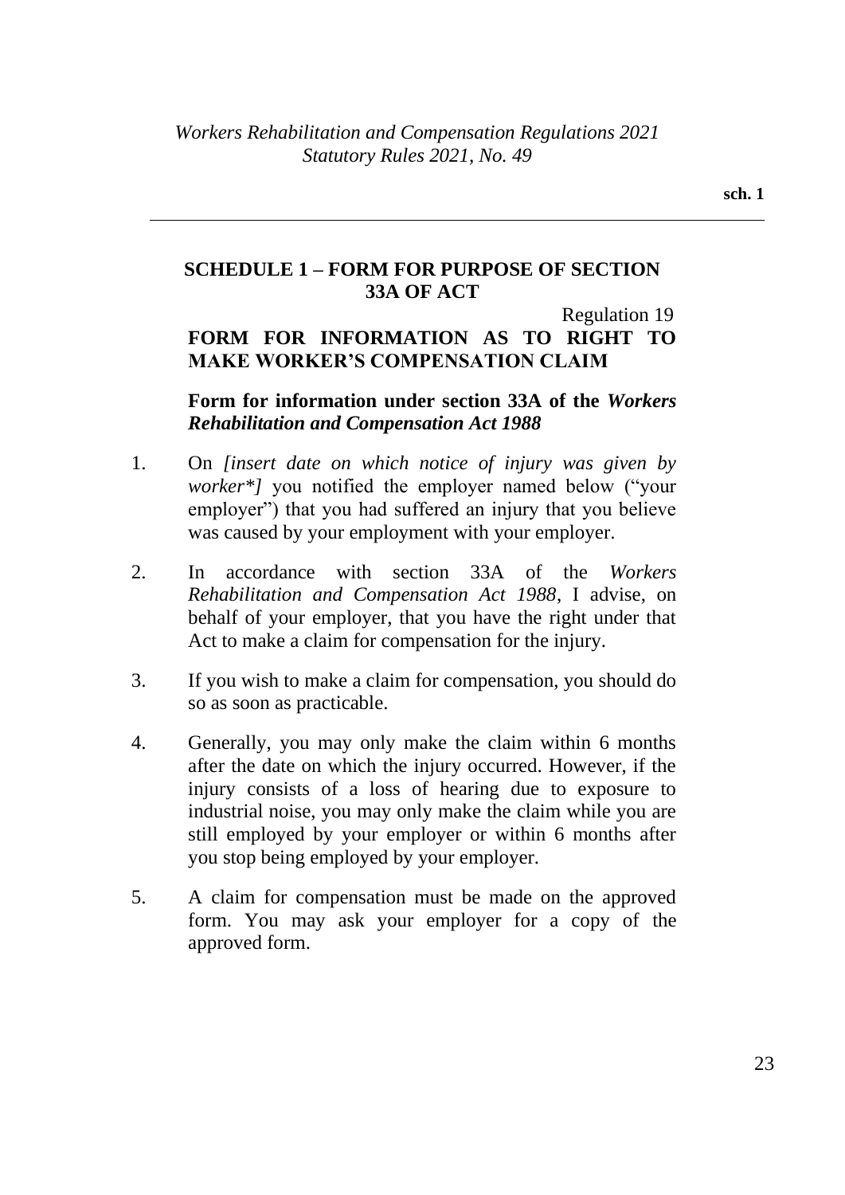## SCHEDULE 1 – FORM FOR PURPOSE OF SECTION 33A OF ACT

Regulation 19

### FORM FOR INFORMATION AS TO RIGHT TO MAKE WORKER'S COMPENSATION CLAIM

**Form for information under section 33A of the *Workers Rehabilitation and Compensation Act 1988***

1. On *[insert date on which notice of injury was given by worker*]* you notified the employer named below ("your employer") that you had suffered an injury that you believe was caused by your employment with your employer.

2. In accordance with section 33A of the *Workers Rehabilitation and Compensation Act 1988*, I advise, on behalf of your employer, that you have the right under that Act to make a claim for compensation for the injury.

3. If you wish to make a claim for compensation, you should do so as soon as practicable.

4. Generally, you may only make the claim within 6 months after the date on which the injury occurred. However, if the injury consists of a loss of hearing due to exposure to industrial noise, you may only make the claim while you are still employed by your employer or within 6 months after you stop being employed by your employer.

5. A claim for compensation must be made on the approved form. You may ask your employer for a copy of the approved form.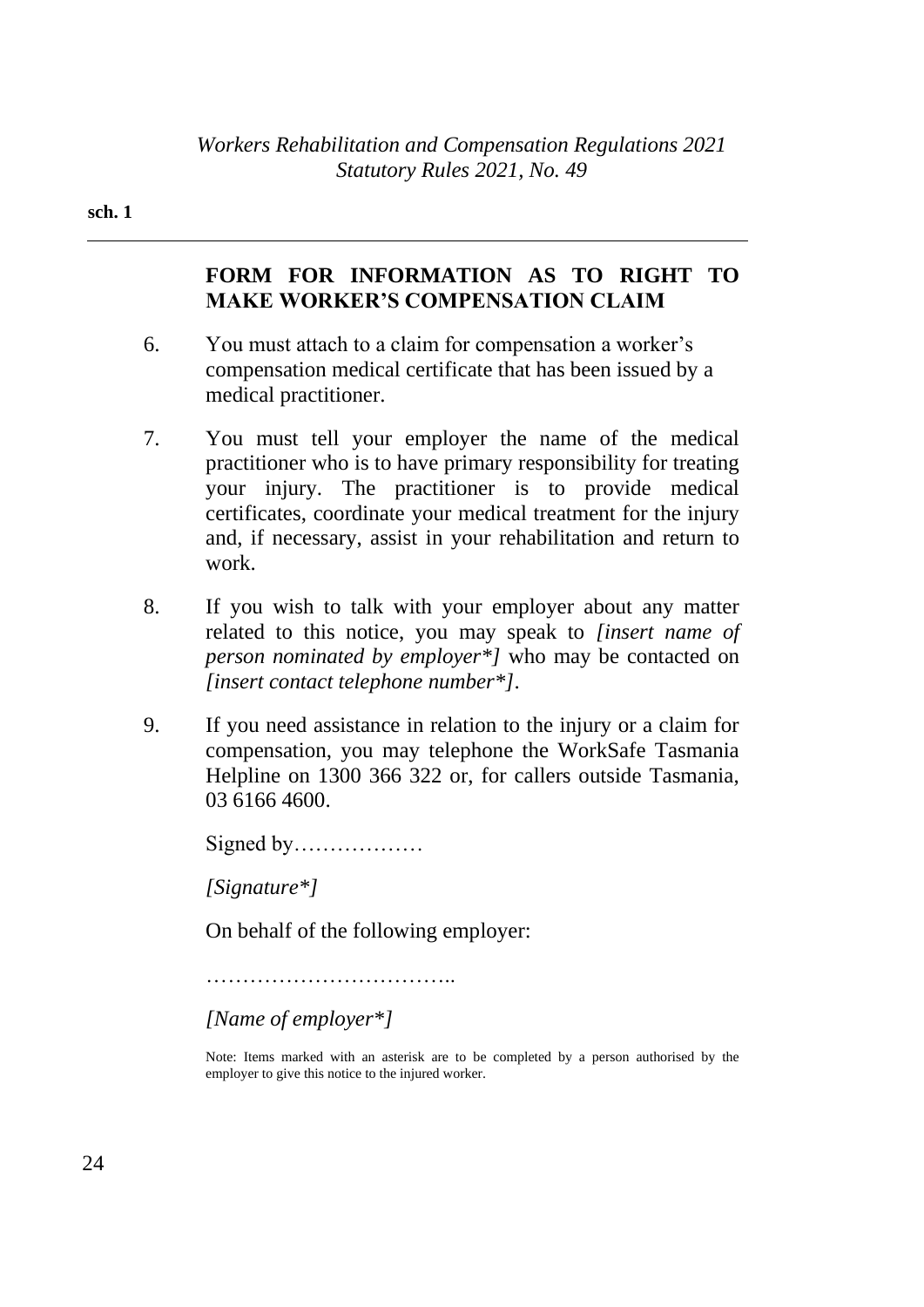## FORM FOR INFORMATION AS TO RIGHT TO MAKE WORKER'S COMPENSATION CLAIM

6. You must attach to a claim for compensation a worker's compensation medical certificate that has been issued by a medical practitioner.

7. You must tell your employer the name of the medical practitioner who is to have primary responsibility for treating your injury. The practitioner is to provide medical certificates, coordinate your medical treatment for the injury and, if necessary, assist in your rehabilitation and return to work.

8. If you wish to talk with your employer about any matter related to this notice, you may speak to *[insert name of person nominated by employer*]* who may be contacted on *[insert contact telephone number*]*.

9. If you need assistance in relation to the injury or a claim for compensation, you may telephone the WorkSafe Tasmania Helpline on 1300 366 322 or, for callers outside Tasmania, 03 6166 4600.

Signed by………………

*[Signature*]*

On behalf of the following employer:

……………………………..

*[Name of employer*]*

Note: Items marked with an asterisk are to be completed by a person authorised by the employer to give this notice to the injured worker.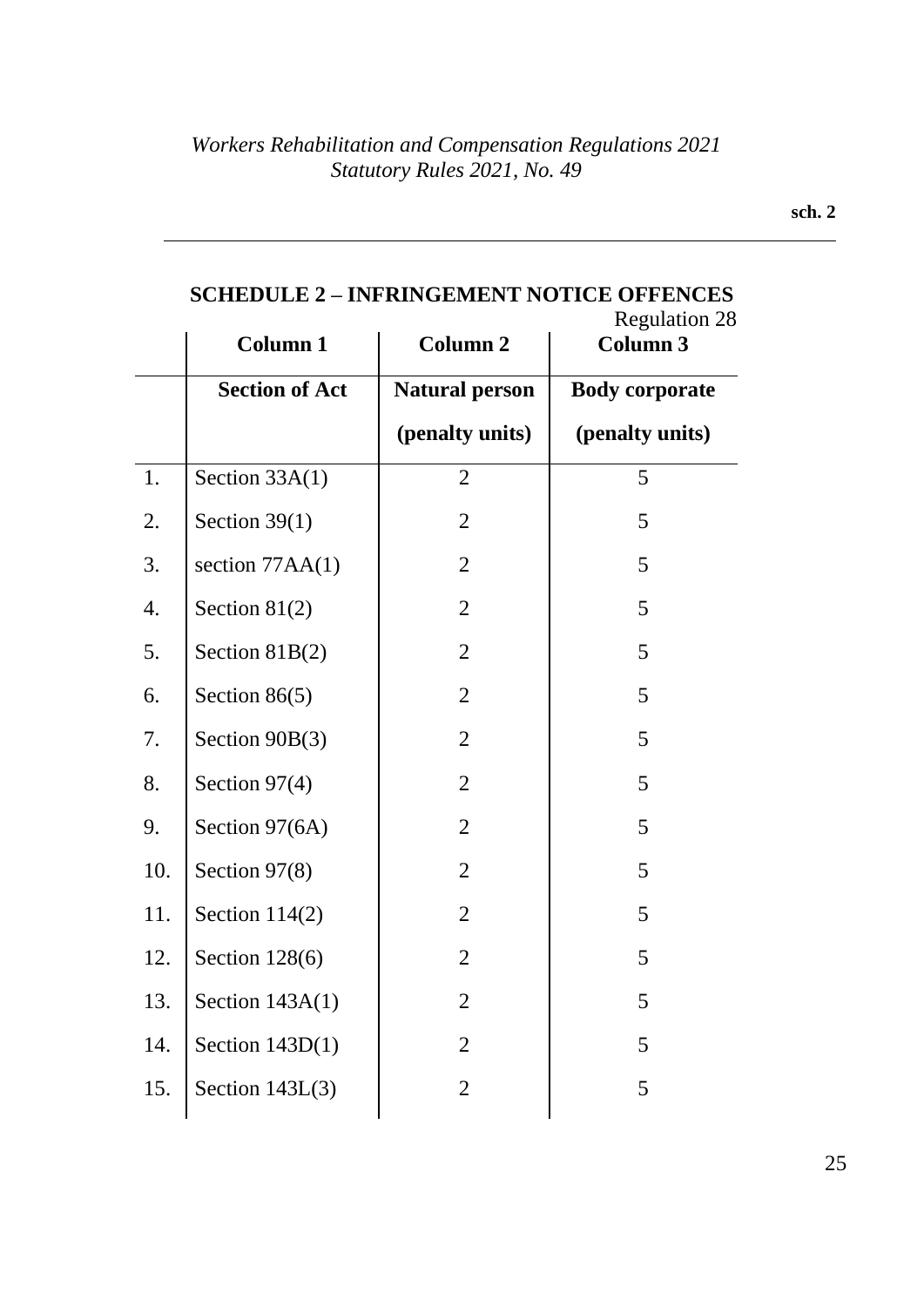## SCHEDULE 2 – INFRINGEMENT NOTICE OFFENCES

Regulation 28

| | Column 1 | Column 2 | Column 3 |
|---|---|---|---|
| | **Section of Act** | **Natural person (penalty units)** | **Body corporate (penalty units)** |
| 1. | Section 33A(1) | 2 | 5 |
| 2. | Section 39(1) | 2 | 5 |
| 3. | section 77AA(1) | 2 | 5 |
| 4. | Section 81(2) | 2 | 5 |
| 5. | Section 81B(2) | 2 | 5 |
| 6. | Section 86(5) | 2 | 5 |
| 7. | Section 90B(3) | 2 | 5 |
| 8. | Section 97(4) | 2 | 5 |
| 9. | Section 97(6A) | 2 | 5 |
| 10. | Section 97(8) | 2 | 5 |
| 11. | Section 114(2) | 2 | 5 |
| 12. | Section 128(6) | 2 | 5 |
| 13. | Section 143A(1) | 2 | 5 |
| 14. | Section 143D(1) | 2 | 5 |
| 15. | Section 143L(3) | 2 | 5 |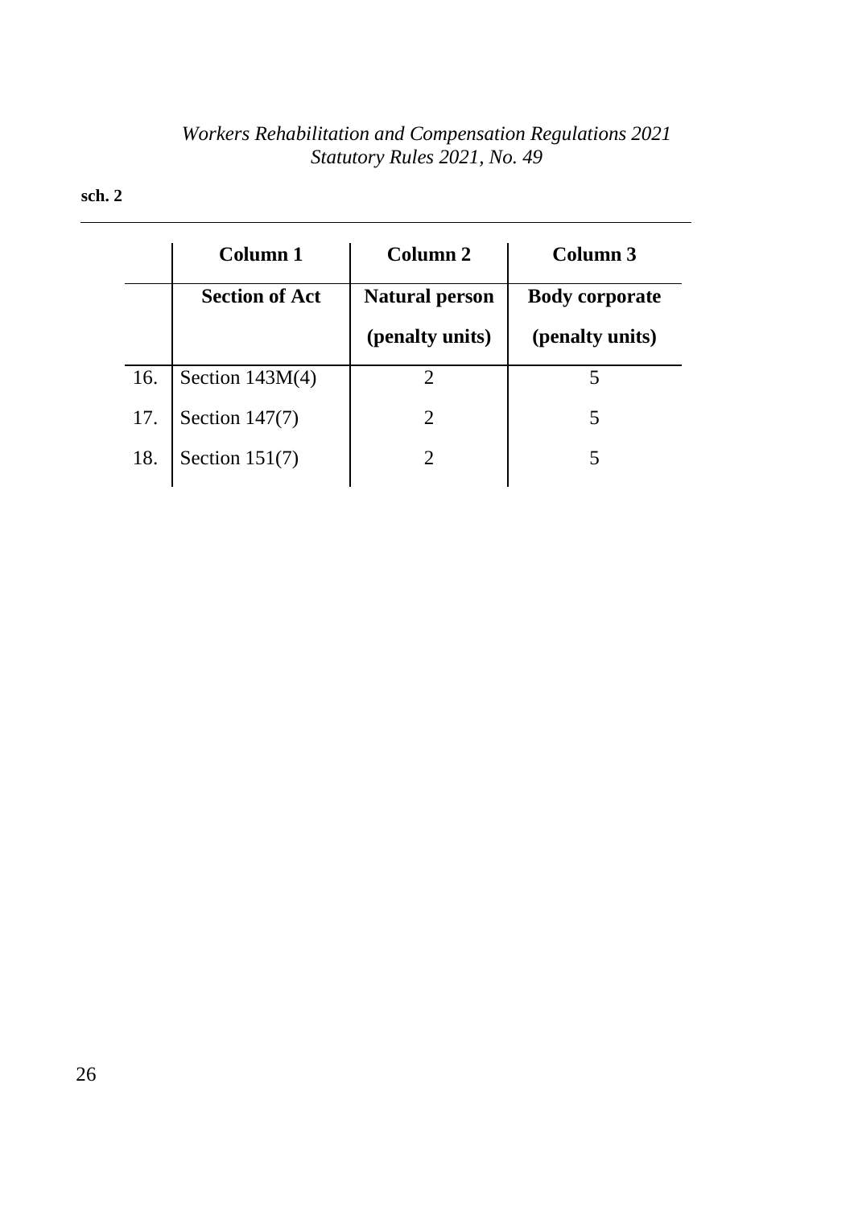|  | Column 1 | Column 2 | Column 3 |
|---|---|---|---|
|  | **Section of Act** | **Natural person (penalty units)** | **Body corporate (penalty units)** |
| 16. | Section 143M(4) | 2 | 5 |
| 17. | Section 147(7) | 2 | 5 |
| 18. | Section 151(7) | 2 | 5 |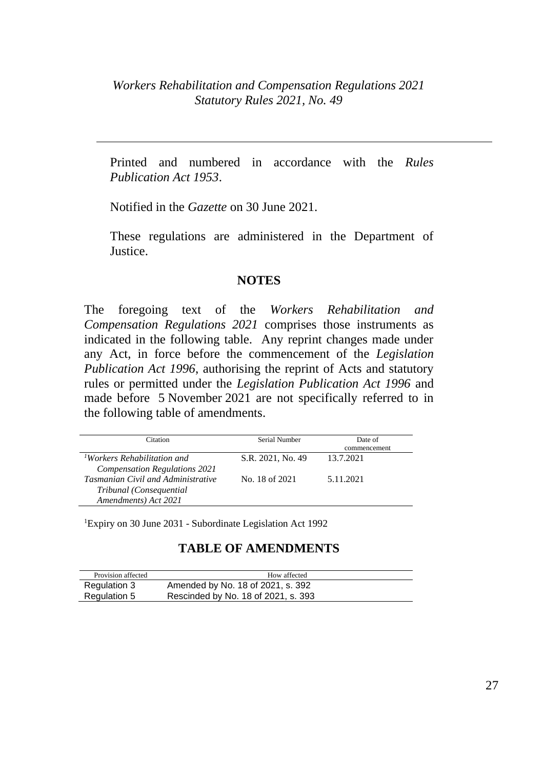*Workers Rehabilitation and Compensation Regulations 2021*
*Statutory Rules 2021, No. 49*

---

Printed and numbered in accordance with the *Rules Publication Act 1953*.

Notified in the *Gazette* on 30 June 2021.

These regulations are administered in the Department of Justice.

## NOTES

The foregoing text of the *Workers Rehabilitation and Compensation Regulations 2021* comprises those instruments as indicated in the following table. Any reprint changes made under any Act, in force before the commencement of the *Legislation Publication Act 1996*, authorising the reprint of Acts and statutory rules or permitted under the *Legislation Publication Act 1996* and made before 5 November 2021 are not specifically referred to in the following table of amendments.

| Citation | Serial Number | Date of commencement |
| --- | --- | --- |
| [1]*Workers Rehabilitation and Compensation Regulations 2021* | S.R. 2021, No. 49 | 13.7.2021 |
| *Tasmanian Civil and Administrative Tribunal (Consequential Amendments) Act 2021* | No. 18 of 2021 | 5.11.2021 |

[1]Expiry on 30 June 2031 - Subordinate Legislation Act 1992

## TABLE OF AMENDMENTS

| Provision affected | How affected |
| --- | --- |
| Regulation 3 | Amended by No. 18 of 2021, s. 392 |
| Regulation 5 | Rescinded by No. 18 of 2021, s. 393 |